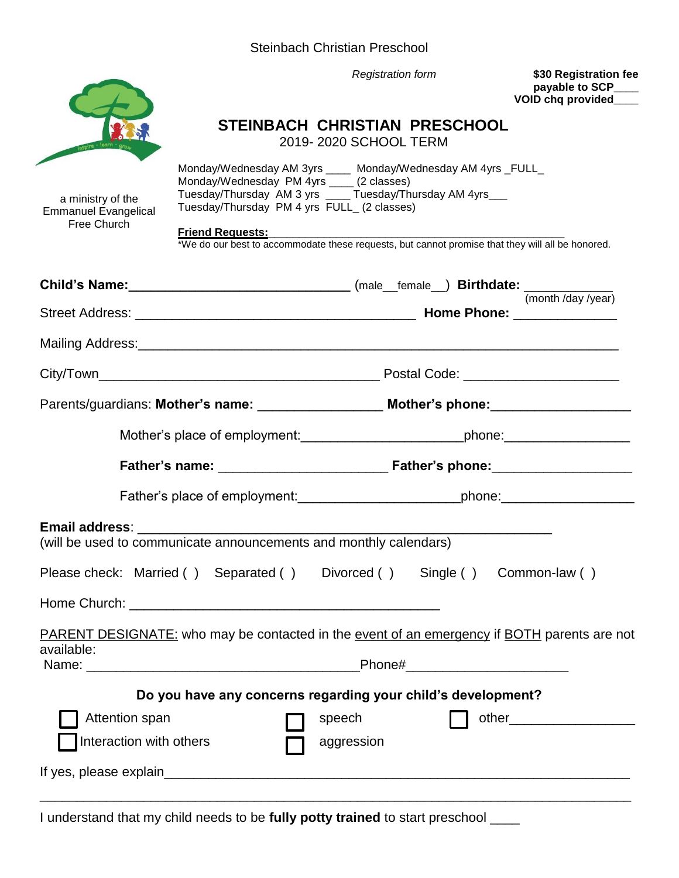Steinbach Christian Preschool

*Registration form*

**$30 Registration fee payable to SCP____**
**VOID chq provided____**

a ministry of the Emmanuel Evangelical Free Church

# STEINBACH CHRISTIAN PRESCHOOL

2019- 2020 SCHOOL TERM

Monday/Wednesday AM 3yrs ____ Monday/Wednesday AM 4yrs _FULL_
Monday/Wednesday PM 4yrs ____ (2 classes)
Tuesday/Thursday AM 3 yrs ____ Tuesday/Thursday AM 4yrs___
Tuesday/Thursday PM 4 yrs FULL_ (2 classes)

**Friend Requests:** ______________________________________________
*We do our best to accommodate these requests, but cannot promise that they will all be honored.

**Child's Name:**_____________________________ (male__female__) **Birthdate:** ____________
(month /day /year)

Street Address: ____________________________________ **Home Phone:** ______________

Mailing Address:_______________________________________________________________

City/Town_____________________________________ Postal Code: ____________________

Parents/guardians: **Mother's name:** ________________ **Mother's phone:**__________________

Mother's place of employment:_____________________phone:________________

**Father's name:** _____________________ **Father's phone:**__________________

Father's place of employment:_____________________phone:_________________

**Email address**: _______________________________________________________
(will be used to communicate announcements and monthly calendars)

Please check: Married ( ) Separated ( ) Divorced ( ) Single ( ) Common-law ( )

Home Church: _________________________________________

PARENT DESIGNATE: who may be contacted in the event of an emergency if BOTH parents are not available:
Name: ___________________________________Phone#_____________________

**Do you have any concerns regarding your child's development?**

☐ Attention span ☐ speech ☐ other________________
☐ Interaction with others ☐ aggression

If yes, please explain_______________________________________________________________

_____________________________________________________________________________

I understand that my child needs to be **fully potty trained** to start preschool ____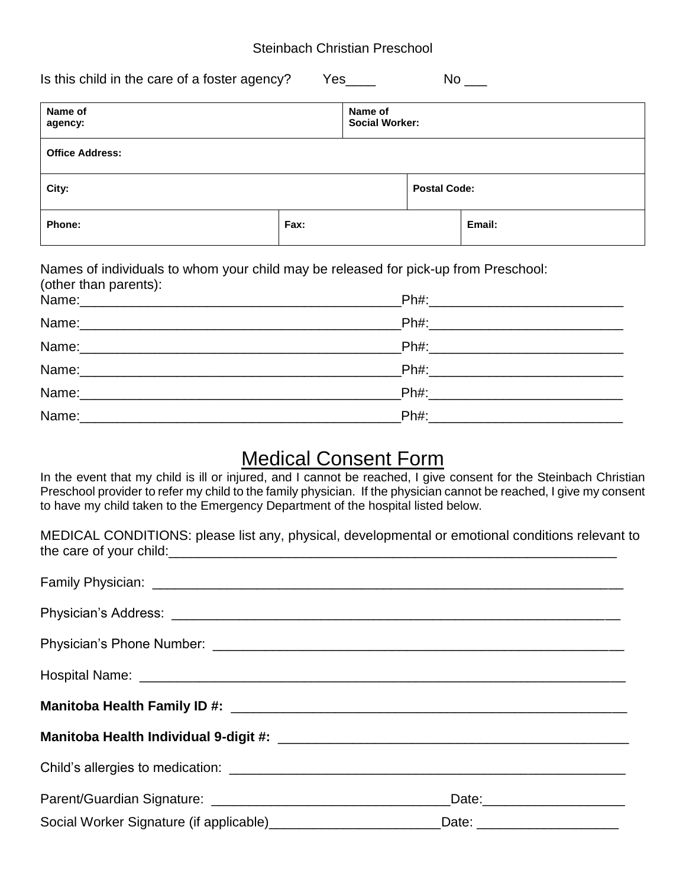Steinbach Christian Preschool

Is this child in the care of a foster agency? Yes____ No ___

| **Name of agency:** | | **Name of Social Worker:** | |
|---|---|---|---|
| **Office Address:** | | | |
| **City:** | | | **Postal Code:** |
| **Phone:** | **Fax:** | | **Email:** |

Names of individuals to whom your child may be released for pick-up from Preschool: (other than parents):

Name:_____________________________________________Ph#:___________________________

Name:_____________________________________________Ph#:___________________________

Name:_____________________________________________Ph#:___________________________

Name:_____________________________________________Ph#:___________________________

Name:_____________________________________________Ph#:___________________________

Name:_____________________________________________Ph#:___________________________

# Medical Consent Form

In the event that my child is ill or injured, and I cannot be reached, I give consent for the Steinbach Christian Preschool provider to refer my child to the family physician. If the physician cannot be reached, I give my consent to have my child taken to the Emergency Department of the hospital listed below.

MEDICAL CONDITIONS: please list any, physical, developmental or emotional conditions relevant to the care of your child:_______________________________________________________________

Family Physician: ______________________________________________________________

Physician's Address: ____________________________________________________________

Physician's Phone Number: _______________________________________________________

Hospital Name: _________________________________________________________________

**Manitoba Health Family ID #:** __________________________________________________

**Manitoba Health Individual 9-digit #:** ____________________________________________

Child's allergies to medication: ____________________________________________________

Parent/Guardian Signature: _________________________________Date:___________________

Social Worker Signature (if applicable)________________________Date: ___________________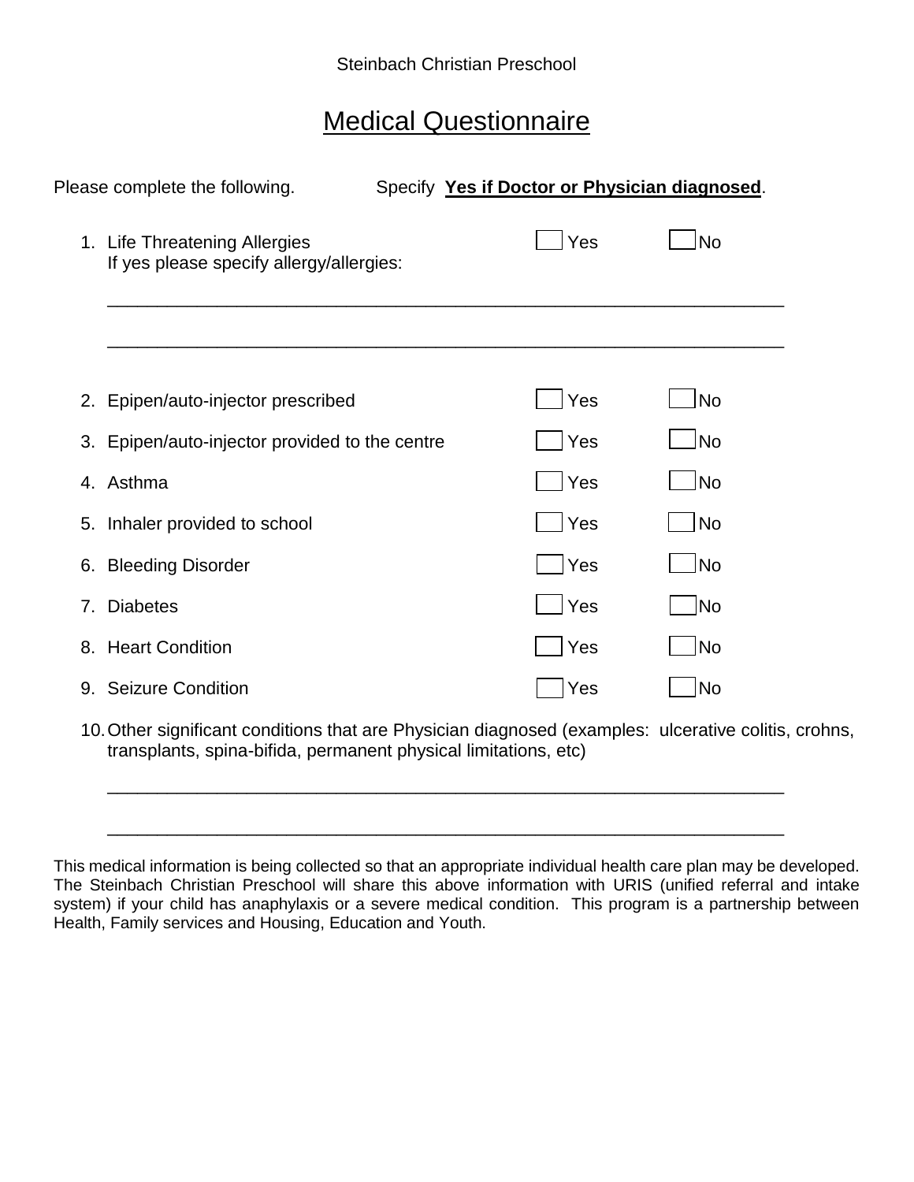Steinbach Christian Preschool

# Medical Questionnaire

Please complete the following. Specify **Yes if Doctor or Physician diagnosed**.

1. Life Threatening Allergies ☐ Yes ☐ No
   If yes please specify allergy/allergies:

   ______________________________________________________________________

   ______________________________________________________________________

2. Epipen/auto-injector prescribed ☐ Yes ☐ No
3. Epipen/auto-injector provided to the centre ☐ Yes ☐ No
4. Asthma ☐ Yes ☐ No
5. Inhaler provided to school ☐ Yes ☐ No
6. Bleeding Disorder ☐ Yes ☐ No
7. Diabetes ☐ Yes ☐ No
8. Heart Condition ☐ Yes ☐ No
9. Seizure Condition ☐ Yes ☐ No
10. Other significant conditions that are Physician diagnosed (examples: ulcerative colitis, crohns, transplants, spina-bifida, permanent physical limitations, etc)

    ______________________________________________________________________

    ______________________________________________________________________

This medical information is being collected so that an appropriate individual health care plan may be developed. The Steinbach Christian Preschool will share this above information with URIS (unified referral and intake system) if your child has anaphylaxis or a severe medical condition. This program is a partnership between Health, Family services and Housing, Education and Youth.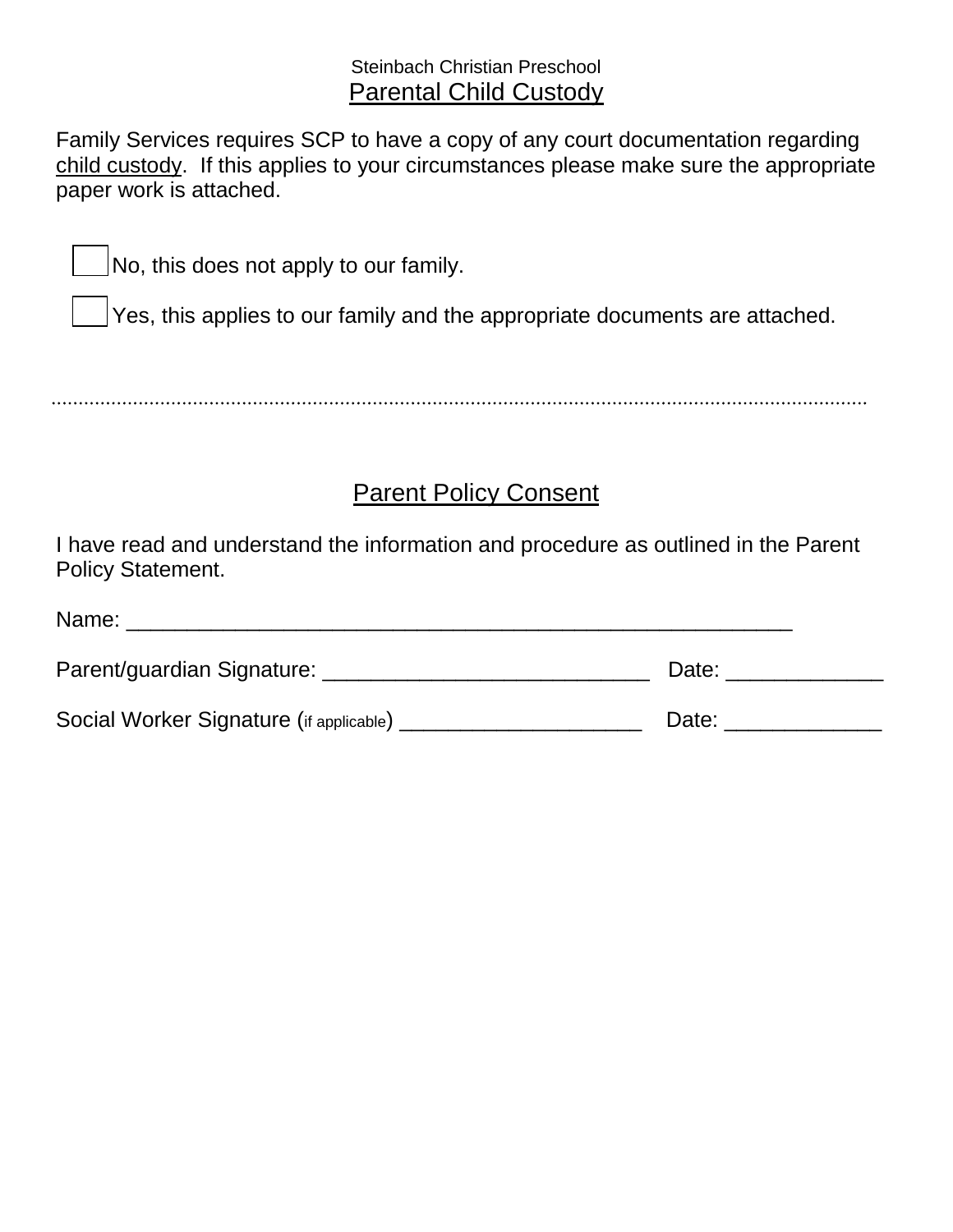Steinbach Christian Preschool

## Parental Child Custody

Family Services requires SCP to have a copy of any court documentation regarding child custody. If this applies to your circumstances please make sure the appropriate paper work is attached.

☐ No, this does not apply to our family.

☐ Yes, this applies to our family and the appropriate documents are attached.

.......................................................................................................................................................

## Parent Policy Consent

I have read and understand the information and procedure as outlined in the Parent Policy Statement.

Name: _______________________________________________________

Parent/guardian Signature: ___________________________ Date: _____________

Social Worker Signature (if applicable) ____________________ Date: _____________